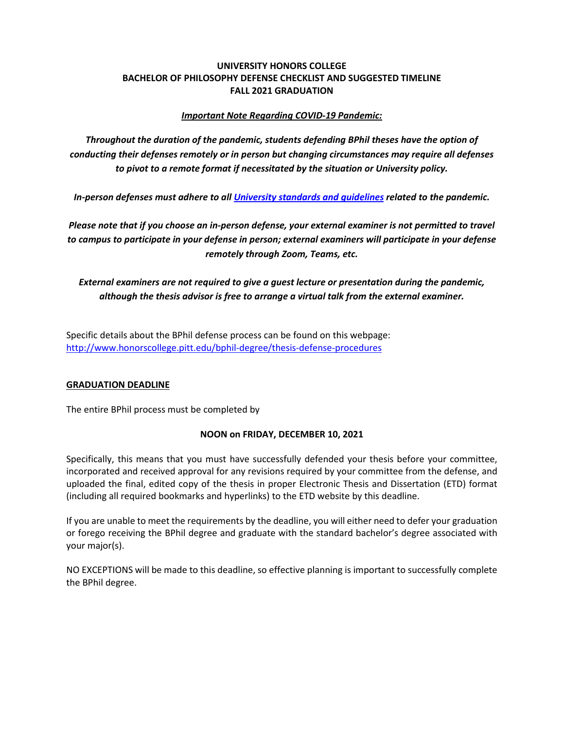**UNIVERSITY HONORS COLLEGE**
**BACHELOR OF PHILOSOPHY DEFENSE CHECKLIST AND SUGGESTED TIMELINE**
**FALL 2021 GRADUATION**

***Important Note Regarding COVID-19 Pandemic:***

***Throughout the duration of the pandemic, students defending BPhil theses have the option of conducting their defenses remotely or in person but changing circumstances may require all defenses to pivot to a remote format if necessitated by the situation or University policy.***

***In-person defenses must adhere to all [University standards and guidelines] related to the pandemic.***

***Please note that if you choose an in-person defense, your external examiner is not permitted to travel to campus to participate in your defense in person; external examiners will participate in your defense remotely through Zoom, Teams, etc.***

***External examiners are not required to give a guest lecture or presentation during the pandemic, although the thesis advisor is free to arrange a virtual talk from the external examiner.***

Specific details about the BPhil defense process can be found on this webpage:
http://www.honorscollege.pitt.edu/bphil-degree/thesis-defense-procedures

**GRADUATION DEADLINE**

The entire BPhil process must be completed by

**NOON on FRIDAY, DECEMBER 10, 2021**

Specifically, this means that you must have successfully defended your thesis before your committee, incorporated and received approval for any revisions required by your committee from the defense, and uploaded the final, edited copy of the thesis in proper Electronic Thesis and Dissertation (ETD) format (including all required bookmarks and hyperlinks) to the ETD website by this deadline.

If you are unable to meet the requirements by the deadline, you will either need to defer your graduation or forego receiving the BPhil degree and graduate with the standard bachelor's degree associated with your major(s).

NO EXCEPTIONS will be made to this deadline, so effective planning is important to successfully complete the BPhil degree.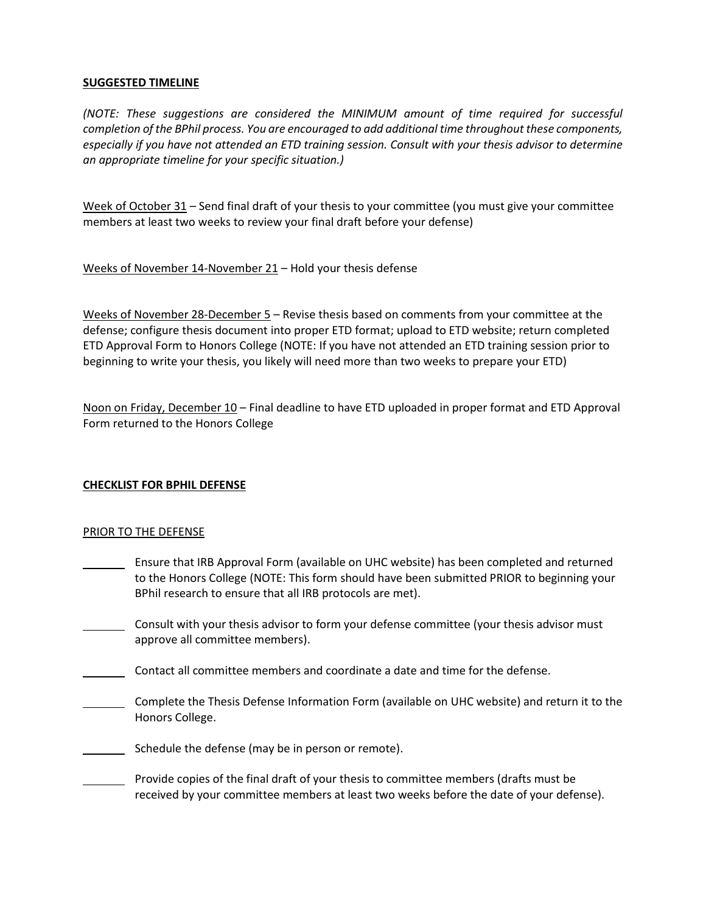**SUGGESTED TIMELINE**

*(NOTE: These suggestions are considered the MINIMUM amount of time required for successful completion of the BPhil process. You are encouraged to add additional time throughout these components, especially if you have not attended an ETD training session. Consult with your thesis advisor to determine an appropriate timeline for your specific situation.)*

Week of October 31 – Send final draft of your thesis to your committee (you must give your committee members at least two weeks to review your final draft before your defense)

Weeks of November 14-November 21 – Hold your thesis defense

Weeks of November 28-December 5 – Revise thesis based on comments from your committee at the defense; configure thesis document into proper ETD format; upload to ETD website; return completed ETD Approval Form to Honors College (NOTE: If you have not attended an ETD training session prior to beginning to write your thesis, you likely will need more than two weeks to prepare your ETD)

Noon on Friday, December 10 – Final deadline to have ETD uploaded in proper format and ETD Approval Form returned to the Honors College

**CHECKLIST FOR BPHIL DEFENSE**

PRIOR TO THE DEFENSE

- _______ Ensure that IRB Approval Form (available on UHC website) has been completed and returned to the Honors College (NOTE: This form should have been submitted PRIOR to beginning your BPhil research to ensure that all IRB protocols are met).
- _______ Consult with your thesis advisor to form your defense committee (your thesis advisor must approve all committee members).
- _______ Contact all committee members and coordinate a date and time for the defense.
- _______ Complete the Thesis Defense Information Form (available on UHC website) and return it to the Honors College.
- _______ Schedule the defense (may be in person or remote).
- _______ Provide copies of the final draft of your thesis to committee members (drafts must be received by your committee members at least two weeks before the date of your defense).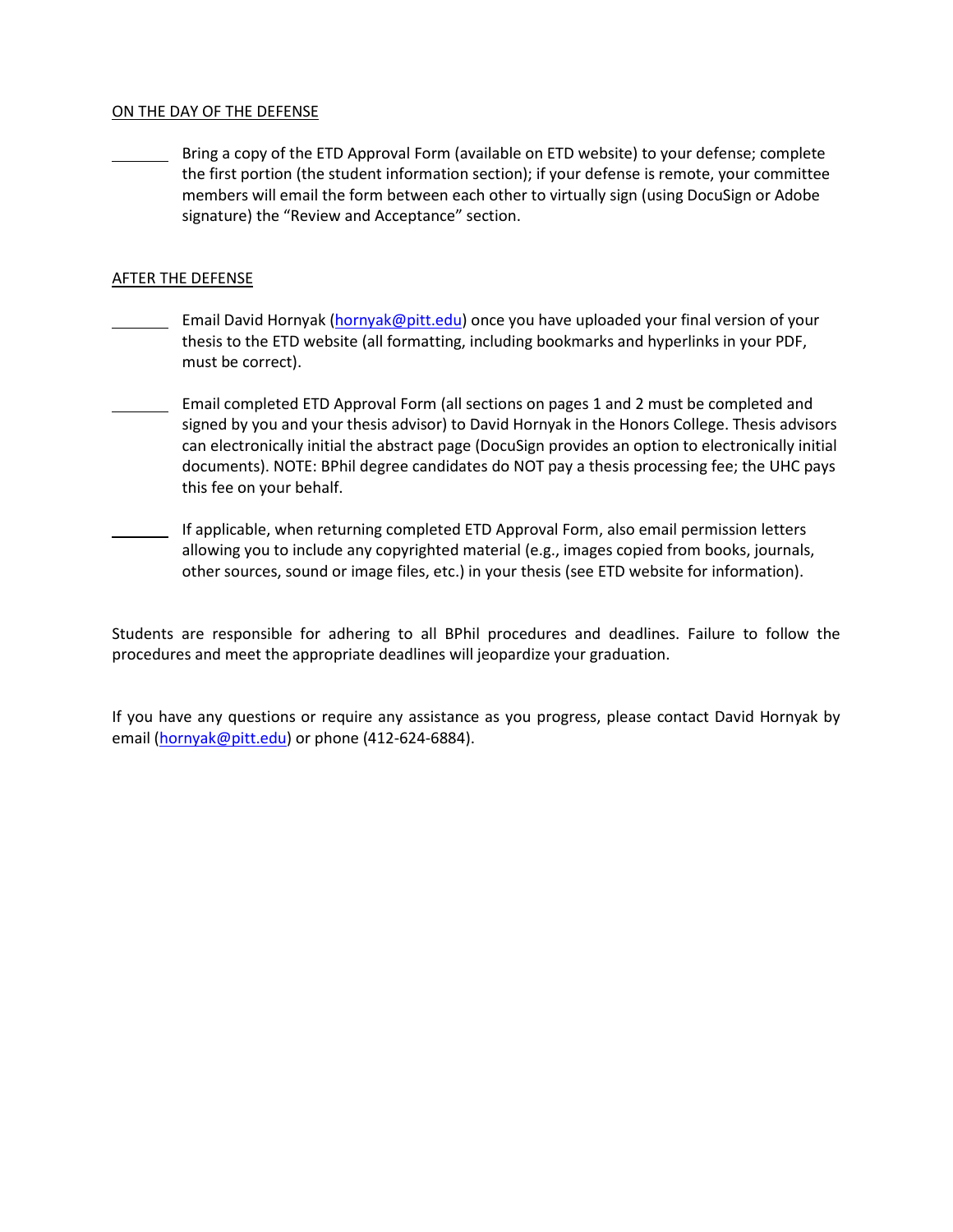<u>ON THE DAY OF THE DEFENSE</u>

\_\_\_\_\_\_\_\_ Bring a copy of the ETD Approval Form (available on ETD website) to your defense; complete the first portion (the student information section); if your defense is remote, your committee members will email the form between each other to virtually sign (using DocuSign or Adobe signature) the "Review and Acceptance" section.

<u>AFTER THE DEFENSE</u>

\_\_\_\_\_\_\_\_ Email David Hornyak (hornyak@pitt.edu) once you have uploaded your final version of your thesis to the ETD website (all formatting, including bookmarks and hyperlinks in your PDF, must be correct).

\_\_\_\_\_\_\_\_ Email completed ETD Approval Form (all sections on pages 1 and 2 must be completed and signed by you and your thesis advisor) to David Hornyak in the Honors College. Thesis advisors can electronically initial the abstract page (DocuSign provides an option to electronically initial documents). NOTE: BPhil degree candidates do NOT pay a thesis processing fee; the UHC pays this fee on your behalf.

\_\_\_\_\_\_\_\_ If applicable, when returning completed ETD Approval Form, also email permission letters allowing you to include any copyrighted material (e.g., images copied from books, journals, other sources, sound or image files, etc.) in your thesis (see ETD website for information).

Students are responsible for adhering to all BPhil procedures and deadlines. Failure to follow the procedures and meet the appropriate deadlines will jeopardize your graduation.

If you have any questions or require any assistance as you progress, please contact David Hornyak by email (hornyak@pitt.edu) or phone (412-624-6884).